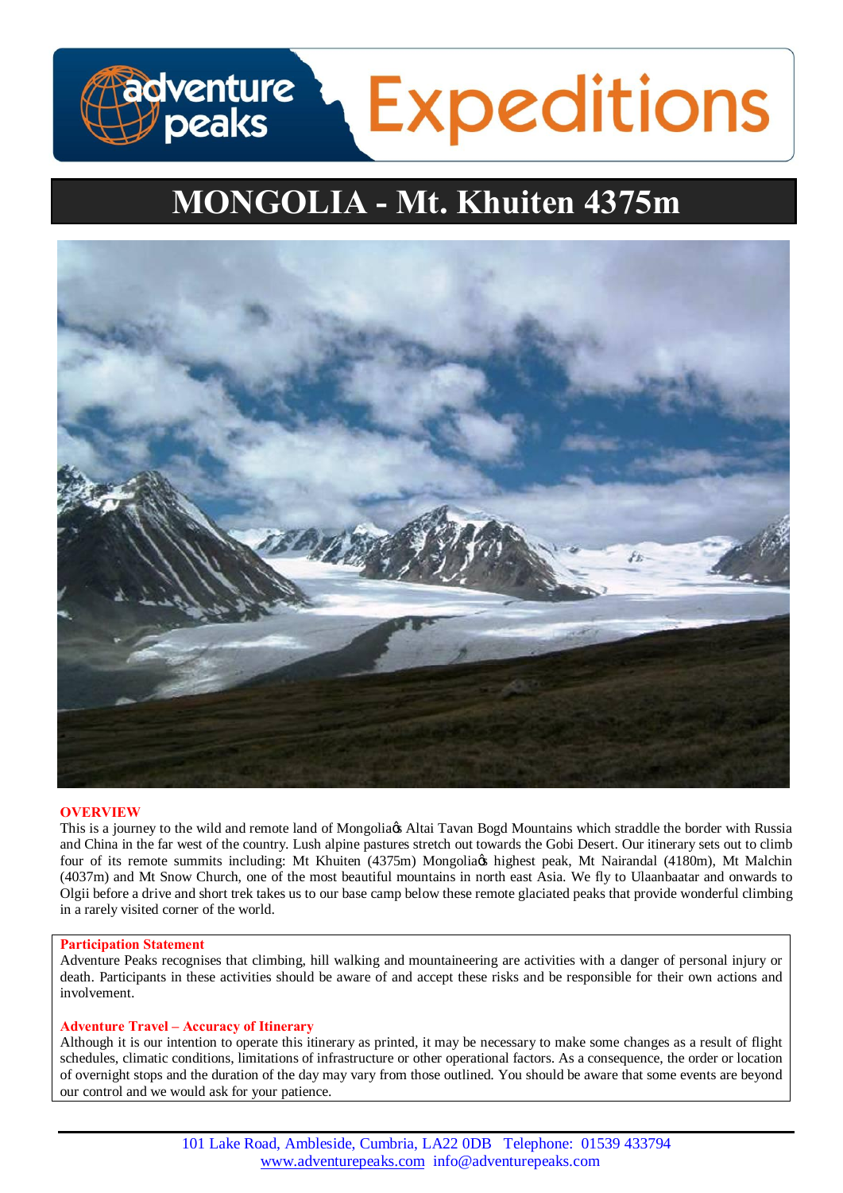# adventure peaks Expeditions

# MONGOLIA - Mt. Khuiten 4375m

## OVERVIEW

This is a journey to the wild and remote land of Mongolia's Altai Tavan Bogd Mountains which straddle the border with Russia and China in the far west of the country. Lush alpine pastures stretch out towards the Gobi Desert. Our itinerary sets out to climb four of its remote summits including: Mt Khuiten (4375m) Mongolia's highest peak, Mt Nairandal (4180m), Mt Malchin (4037m) and Mt Snow Church, one of the most beautiful mountains in north east Asia. We fly to Ulaanbaatar and onwards to Olgii before a drive and short trek takes us to our base camp below these remote glaciated peaks that provide wonderful climbing in a rarely visited corner of the world.

**Participation Statement**

Adventure Peaks recognises that climbing, hill walking and mountaineering are activities with a danger of personal injury or death. Participants in these activities should be aware of and accept these risks and be responsible for their own actions and involvement.

**Adventure Travel – Accuracy of Itinerary**

Although it is our intention to operate this itinerary as printed, it may be necessary to make some changes as a result of flight schedules, climatic conditions, limitations of infrastructure or other operational factors. As a consequence, the order or location of overnight stops and the duration of the day may vary from those outlined. You should be aware that some events are beyond our control and we would ask for your patience.

101 Lake Road, Ambleside, Cumbria, LA22 0DB Telephone: 01539 433794
www.adventurepeaks.com info@adventurepeaks.com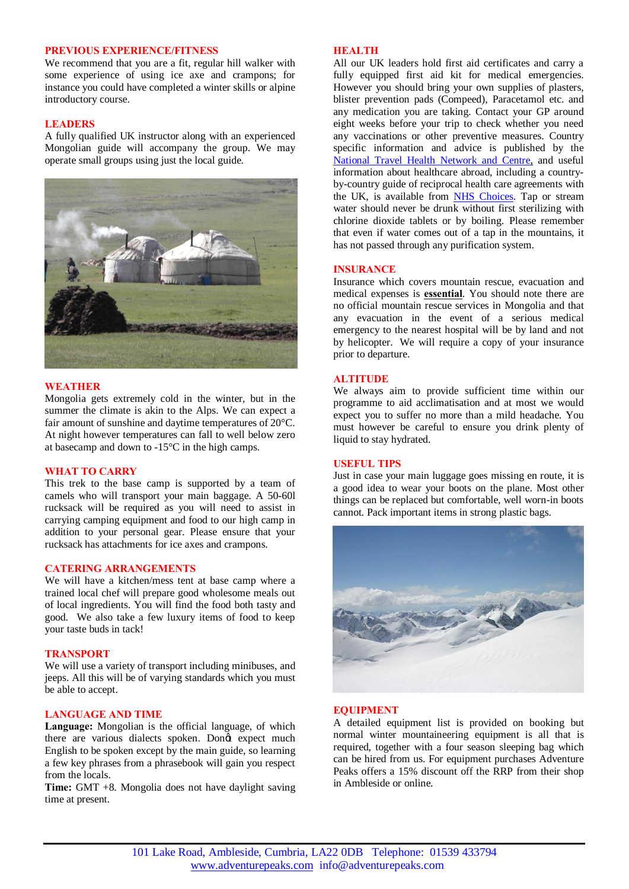## PREVIOUS EXPERIENCE/FITNESS

We recommend that you are a fit, regular hill walker with some experience of using ice axe and crampons; for instance you could have completed a winter skills or alpine introductory course.

## LEADERS

A fully qualified UK instructor along with an experienced Mongolian guide will accompany the group. We may operate small groups using just the local guide.

## WEATHER

Mongolia gets extremely cold in the winter, but in the summer the climate is akin to the Alps. We can expect a fair amount of sunshine and daytime temperatures of 20°C. At night however temperatures can fall to well below zero at basecamp and down to -15°C in the high camps.

## WHAT TO CARRY

This trek to the base camp is supported by a team of camels who will transport your main baggage. A 50-60l rucksack will be required as you will need to assist in carrying camping equipment and food to our high camp in addition to your personal gear. Please ensure that your rucksack has attachments for ice axes and crampons.

## CATERING ARRANGEMENTS

We will have a kitchen/mess tent at base camp where a trained local chef will prepare good wholesome meals out of local ingredients. You will find the food both tasty and good. We also take a few luxury items of food to keep your taste buds in tack!

## TRANSPORT

We will use a variety of transport including minibuses, and jeeps. All this will be of varying standards which you must be able to accept.

## LANGUAGE AND TIME

**Language:** Mongolian is the official language, of which there are various dialects spoken. Donφt expect much English to be spoken except by the main guide, so learning a few key phrases from a phrasebook will gain you respect from the locals.

**Time:** GMT +8. Mongolia does not have daylight saving time at present.

## HEALTH

All our UK leaders hold first aid certificates and carry a fully equipped first aid kit for medical emergencies. However you should bring your own supplies of plasters, blister prevention pads (Compeed), Paracetamol etc. and any medication you are taking. Contact your GP around eight weeks before your trip to check whether you need any vaccinations or other preventive measures. Country specific information and advice is published by the National Travel Health Network and Centre, and useful information about healthcare abroad, including a country-by-country guide of reciprocal health care agreements with the UK, is available from NHS Choices. Tap or stream water should never be drunk without first sterilizing with chlorine dioxide tablets or by boiling. Please remember that even if water comes out of a tap in the mountains, it has not passed through any purification system.

## INSURANCE

Insurance which covers mountain rescue, evacuation and medical expenses is **essential**. You should note there are no official mountain rescue services in Mongolia and that any evacuation in the event of a serious medical emergency to the nearest hospital will be by land and not by helicopter. We will require a copy of your insurance prior to departure.

## ALTITUDE

We always aim to provide sufficient time within our programme to aid acclimatisation and at most we would expect you to suffer no more than a mild headache. You must however be careful to ensure you drink plenty of liquid to stay hydrated.

## USEFUL TIPS

Just in case your main luggage goes missing en route, it is a good idea to wear your boots on the plane. Most other things can be replaced but comfortable, well worn-in boots cannot. Pack important items in strong plastic bags.

## EQUIPMENT

A detailed equipment list is provided on booking but normal winter mountaineering equipment is all that is required, together with a four season sleeping bag which can be hired from us. For equipment purchases Adventure Peaks offers a 15% discount off the RRP from their shop in Ambleside or online.

101 Lake Road, Ambleside, Cumbria, LA22 0DB Telephone: 01539 433794
www.adventurepeaks.com info@adventurepeaks.com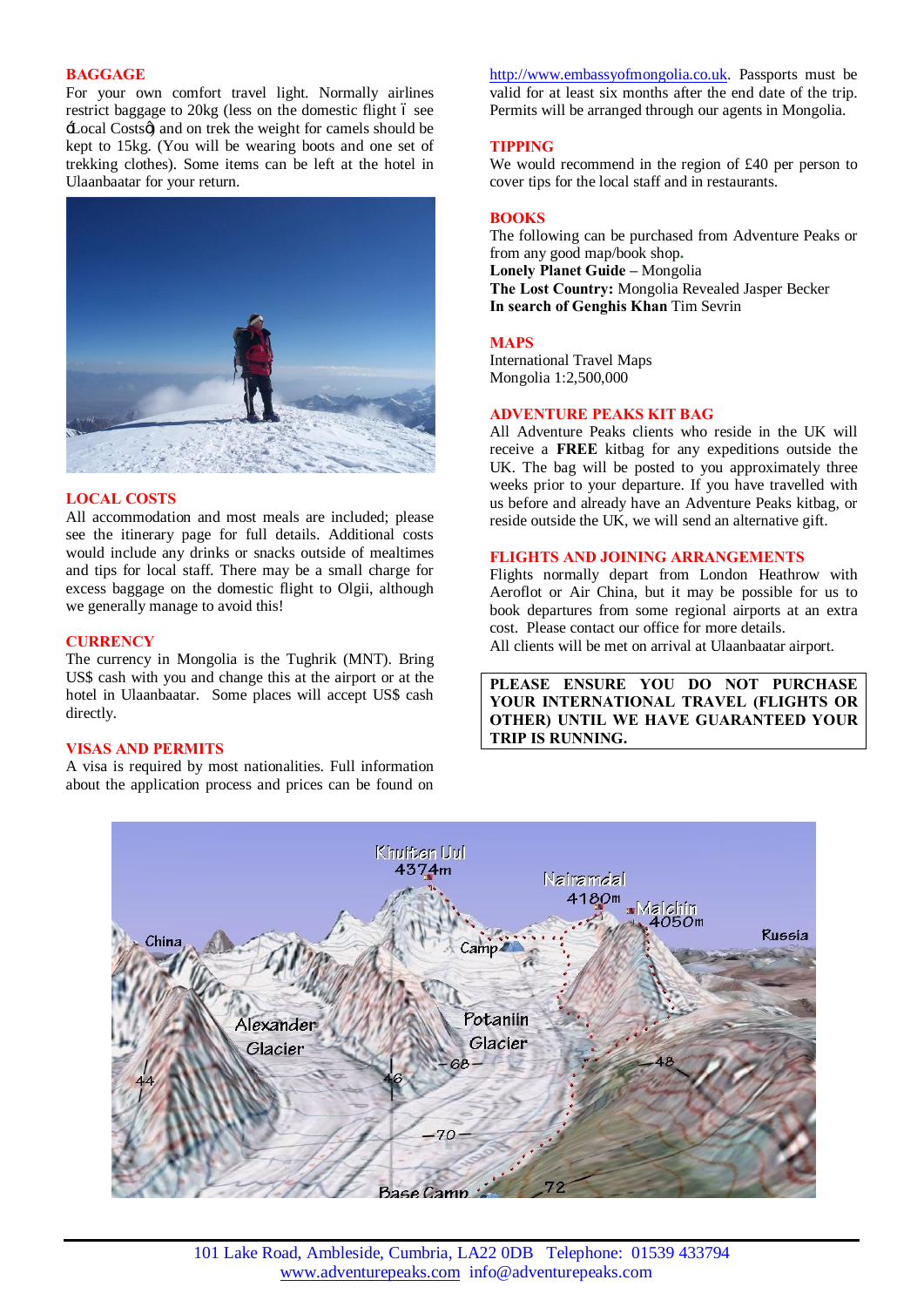## BAGGAGE

For your own comfort travel light. Normally airlines restrict baggage to 20kg (less on the domestic flight – see 'Local Costs') and on trek the weight for camels should be kept to 15kg. (You will be wearing boots and one set of trekking clothes). Some items can be left at the hotel in Ulaanbaatar for your return.

## LOCAL COSTS

All accommodation and most meals are included; please see the itinerary page for full details. Additional costs would include any drinks or snacks outside of mealtimes and tips for local staff. There may be a small charge for excess baggage on the domestic flight to Olgii, although we generally manage to avoid this!

## CURRENCY

The currency in Mongolia is the Tughrik (MNT). Bring US$ cash with you and change this at the airport or at the hotel in Ulaanbaatar. Some places will accept US$ cash directly.

## VISAS AND PERMITS

A visa is required by most nationalities. Full information about the application process and prices can be found on http://www.embassyofmongolia.co.uk. Passports must be valid for at least six months after the end date of the trip. Permits will be arranged through our agents in Mongolia.

## TIPPING

We would recommend in the region of £40 per person to cover tips for the local staff and in restaurants.

## BOOKS

The following can be purchased from Adventure Peaks or from any good map/book shop.

**Lonely Planet Guide** – Mongolia
**The Lost Country:** Mongolia Revealed Jasper Becker
**In search of Genghis Khan** Tim Sevrin

## MAPS

International Travel Maps
Mongolia 1:2,500,000

## ADVENTURE PEAKS KIT BAG

All Adventure Peaks clients who reside in the UK will receive a **FREE** kitbag for any expeditions outside the UK. The bag will be posted to you approximately three weeks prior to your departure. If you have travelled with us before and already have an Adventure Peaks kitbag, or reside outside the UK, we will send an alternative gift.

## FLIGHTS AND JOINING ARRANGEMENTS

Flights normally depart from London Heathrow with Aeroflot or Air China, but it may be possible for us to book departures from some regional airports at an extra cost. Please contact our office for more details.

All clients will be met on arrival at Ulaanbaatar airport.

**PLEASE ENSURE YOU DO NOT PURCHASE YOUR INTERNATIONAL TRAVEL (FLIGHTS OR OTHER) UNTIL WE HAVE GUARANTEED YOUR TRIP IS RUNNING.**

101 Lake Road, Ambleside, Cumbria, LA22 0DB Telephone: 01539 433794
www.adventurepeaks.com info@adventurepeaks.com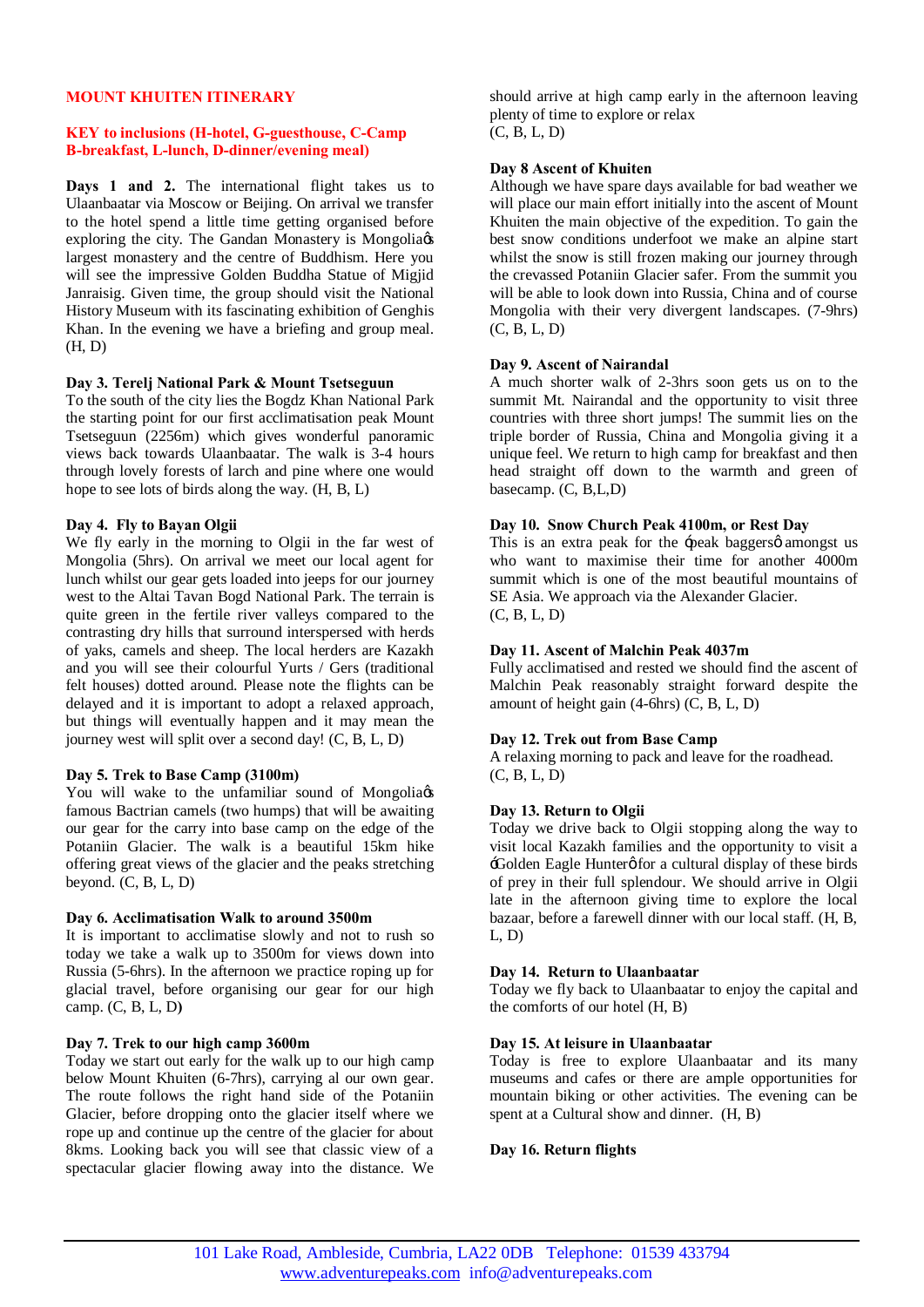## MOUNT KHUITEN ITINERARY

**KEY to inclusions (H-hotel, G-guesthouse, C-Camp B-breakfast, L-lunch, D-dinner/evening meal)**

**Days 1 and 2.** The international flight takes us to Ulaanbaatar via Moscow or Beijing. On arrival we transfer to the hotel spend a little time getting organised before exploring the city. The Gandan Monastery is Mongolia's largest monastery and the centre of Buddhism. Here you will see the impressive Golden Buddha Statue of Migjid Janraisig. Given time, the group should visit the National History Museum with its fascinating exhibition of Genghis Khan. In the evening we have a briefing and group meal. (H, D)

**Day 3. Terelj National Park & Mount Tsetseguun**
To the south of the city lies the Bogdz Khan National Park the starting point for our first acclimatisation peak Mount Tsetseguun (2256m) which gives wonderful panoramic views back towards Ulaanbaatar. The walk is 3-4 hours through lovely forests of larch and pine where one would hope to see lots of birds along the way. (H, B, L)

**Day 4. Fly to Bayan Olgii**
We fly early in the morning to Olgii in the far west of Mongolia (5hrs). On arrival we meet our local agent for lunch whilst our gear gets loaded into jeeps for our journey west to the Altai Tavan Bogd National Park. The terrain is quite green in the fertile river valleys compared to the contrasting dry hills that surround interspersed with herds of yaks, camels and sheep. The local herders are Kazakh and you will see their colourful Yurts / Gers (traditional felt houses) dotted around. Please note the flights can be delayed and it is important to adopt a relaxed approach, but things will eventually happen and it may mean the journey west will split over a second day! (C, B, L, D)

**Day 5. Trek to Base Camp (3100m)**
You will wake to the unfamiliar sound of Mongolia's famous Bactrian camels (two humps) that will be awaiting our gear for the carry into base camp on the edge of the Potaniin Glacier. The walk is a beautiful 15km hike offering great views of the glacier and the peaks stretching beyond. (C, B, L, D)

**Day 6. Acclimatisation Walk to around 3500m**
It is important to acclimatise slowly and not to rush so today we take a walk up to 3500m for views down into Russia (5-6hrs). In the afternoon we practice roping up for glacial travel, before organising our gear for our high camp. (C, B, L, D)

**Day 7. Trek to our high camp 3600m**
Today we start out early for the walk up to our high camp below Mount Khuiten (6-7hrs), carrying al our own gear. The route follows the right hand side of the Potaniin Glacier, before dropping onto the glacier itself where we rope up and continue up the centre of the glacier for about 8kms. Looking back you will see that classic view of a spectacular glacier flowing away into the distance. We should arrive at high camp early in the afternoon leaving plenty of time to explore or relax
(C, B, L, D)

**Day 8 Ascent of Khuiten**
Although we have spare days available for bad weather we will place our main effort initially into the ascent of Mount Khuiten the main objective of the expedition. To gain the best snow conditions underfoot we make an alpine start whilst the snow is still frozen making our journey through the crevassed Potaniin Glacier safer. From the summit you will be able to look down into Russia, China and of course Mongolia with their very divergent landscapes. (7-9hrs) (C, B, L, D)

**Day 9. Ascent of Nairandal**
A much shorter walk of 2-3hrs soon gets us on to the summit Mt. Nairandal and the opportunity to visit three countries with three short jumps! The summit lies on the triple border of Russia, China and Mongolia giving it a unique feel. We return to high camp for breakfast and then head straight off down to the warmth and green of basecamp. (C, B,L,D)

**Day 10. Snow Church Peak 4100m, or Rest Day**
This is an extra peak for the 'peak baggers' amongst us who want to maximise their time for another 4000m summit which is one of the most beautiful mountains of SE Asia. We approach via the Alexander Glacier.
(C, B, L, D)

**Day 11. Ascent of Malchin Peak 4037m**
Fully acclimatised and rested we should find the ascent of Malchin Peak reasonably straight forward despite the amount of height gain (4-6hrs) (C, B, L, D)

**Day 12. Trek out from Base Camp**
A relaxing morning to pack and leave for the roadhead.
(C, B, L, D)

**Day 13. Return to Olgii**
Today we drive back to Olgii stopping along the way to visit local Kazakh families and the opportunity to visit a 'Golden Eagle Hunter' for a cultural display of these birds of prey in their full splendour. We should arrive in Olgii late in the afternoon giving time to explore the local bazaar, before a farewell dinner with our local staff. (H, B, L, D)

**Day 14. Return to Ulaanbaatar**
Today we fly back to Ulaanbaatar to enjoy the capital and the comforts of our hotel (H, B)

**Day 15. At leisure in Ulaanbaatar**
Today is free to explore Ulaanbaatar and its many museums and cafes or there are ample opportunities for mountain biking or other activities. The evening can be spent at a Cultural show and dinner. (H, B)

**Day 16. Return flights**

101 Lake Road, Ambleside, Cumbria, LA22 0DB Telephone: 01539 433794
www.adventurepeaks.com info@adventurepeaks.com